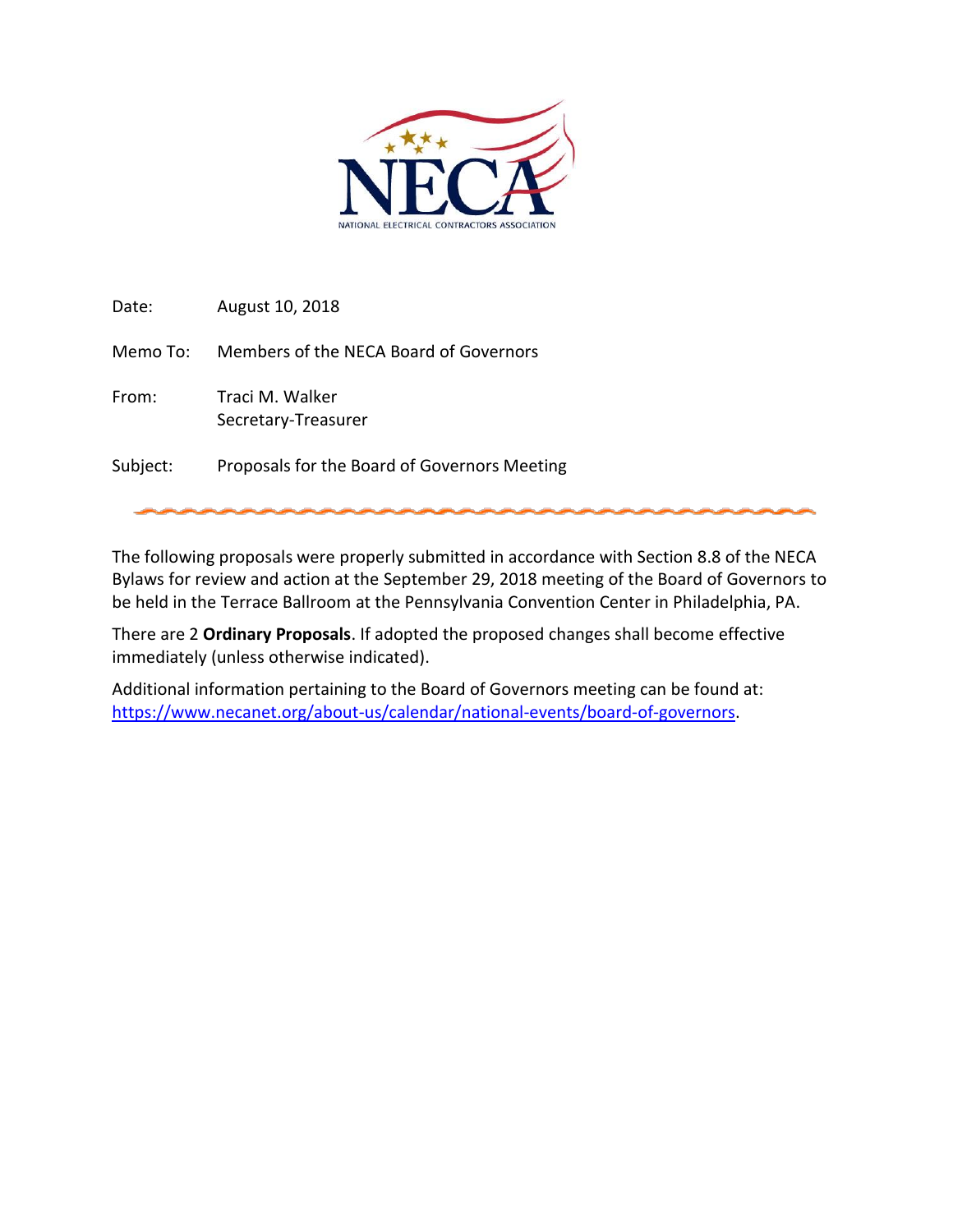NECA
NATIONAL ELECTRICAL CONTRACTORS ASSOCIATION

Date: August 10, 2018

Memo To: Members of the NECA Board of Governors

From: Traci M. Walker
Secretary-Treasurer

Subject: Proposals for the Board of Governors Meeting

---

The following proposals were properly submitted in accordance with Section 8.8 of the NECA Bylaws for review and action at the September 29, 2018 meeting of the Board of Governors to be held in the Terrace Ballroom at the Pennsylvania Convention Center in Philadelphia, PA.

There are 2 **Ordinary Proposals**. If adopted the proposed changes shall become effective immediately (unless otherwise indicated).

Additional information pertaining to the Board of Governors meeting can be found at: [https://www.necanet.org/about-us/calendar/national-events/board-of-governors](https://www.necanet.org/about-us/calendar/national-events/board-of-governors).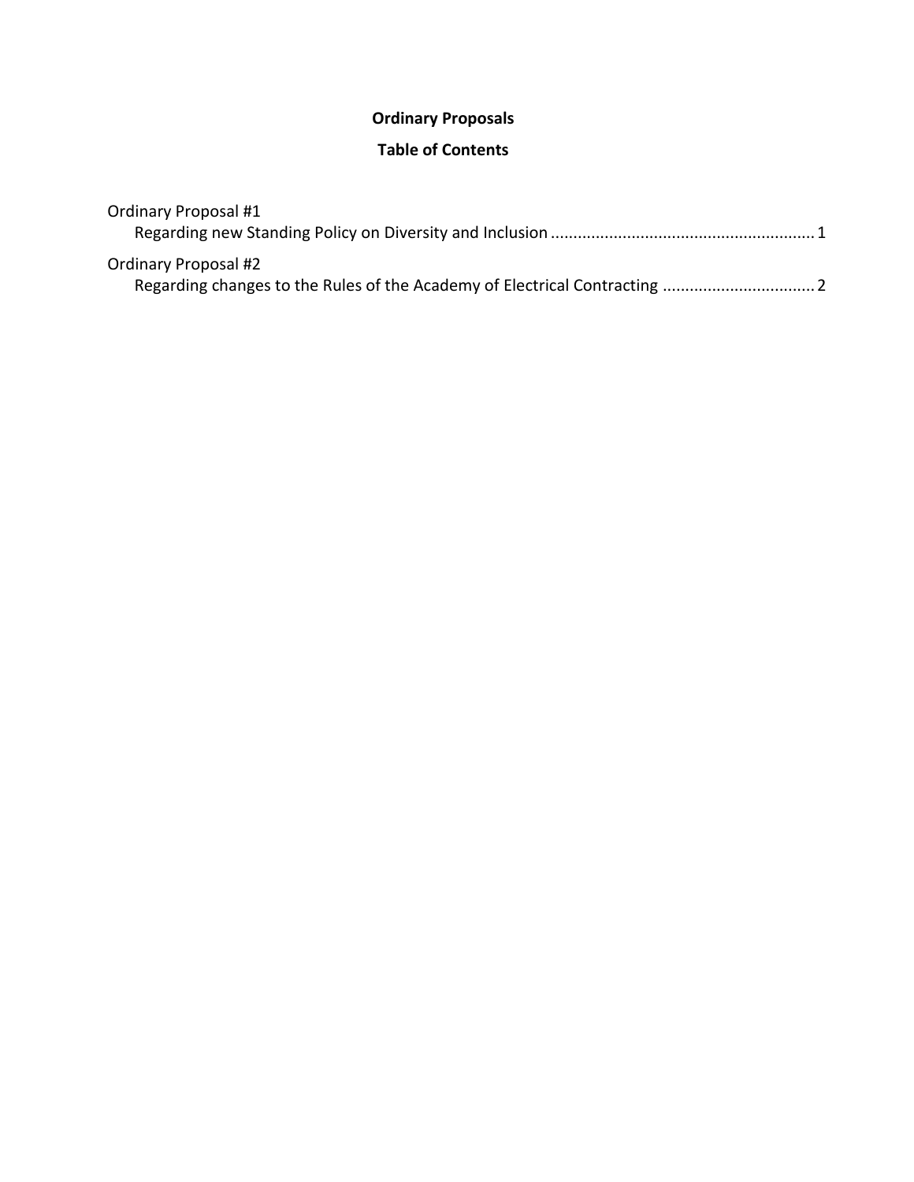**Ordinary Proposals**

**Table of Contents**

Ordinary Proposal #1
  Regarding new Standing Policy on Diversity and Inclusion .......................................................... 1

Ordinary Proposal #2
  Regarding changes to the Rules of the Academy of Electrical Contracting ................................. 2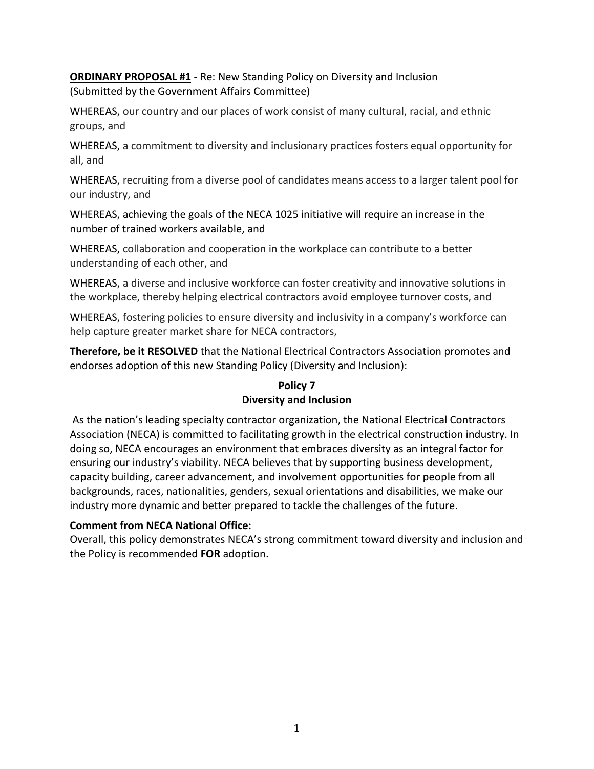**<u>ORDINARY PROPOSAL #1</u>** - Re: New Standing Policy on Diversity and Inclusion
(Submitted by the Government Affairs Committee)

WHEREAS, our country and our places of work consist of many cultural, racial, and ethnic groups, and

WHEREAS, a commitment to diversity and inclusionary practices fosters equal opportunity for all, and

WHEREAS, recruiting from a diverse pool of candidates means access to a larger talent pool for our industry, and

WHEREAS, achieving the goals of the NECA 1025 initiative will require an increase in the number of trained workers available, and

WHEREAS, collaboration and cooperation in the workplace can contribute to a better understanding of each other, and

WHEREAS, a diverse and inclusive workforce can foster creativity and innovative solutions in the workplace, thereby helping electrical contractors avoid employee turnover costs, and

WHEREAS, fostering policies to ensure diversity and inclusivity in a company's workforce can help capture greater market share for NECA contractors,

**Therefore, be it RESOLVED** that the National Electrical Contractors Association promotes and endorses adoption of this new Standing Policy (Diversity and Inclusion):

**Policy 7**
**Diversity and Inclusion**

As the nation's leading specialty contractor organization, the National Electrical Contractors Association (NECA) is committed to facilitating growth in the electrical construction industry. In doing so, NECA encourages an environment that embraces diversity as an integral factor for ensuring our industry's viability. NECA believes that by supporting business development, capacity building, career advancement, and involvement opportunities for people from all backgrounds, races, nationalities, genders, sexual orientations and disabilities, we make our industry more dynamic and better prepared to tackle the challenges of the future.

**Comment from NECA National Office:**
Overall, this policy demonstrates NECA's strong commitment toward diversity and inclusion and the Policy is recommended **FOR** adoption.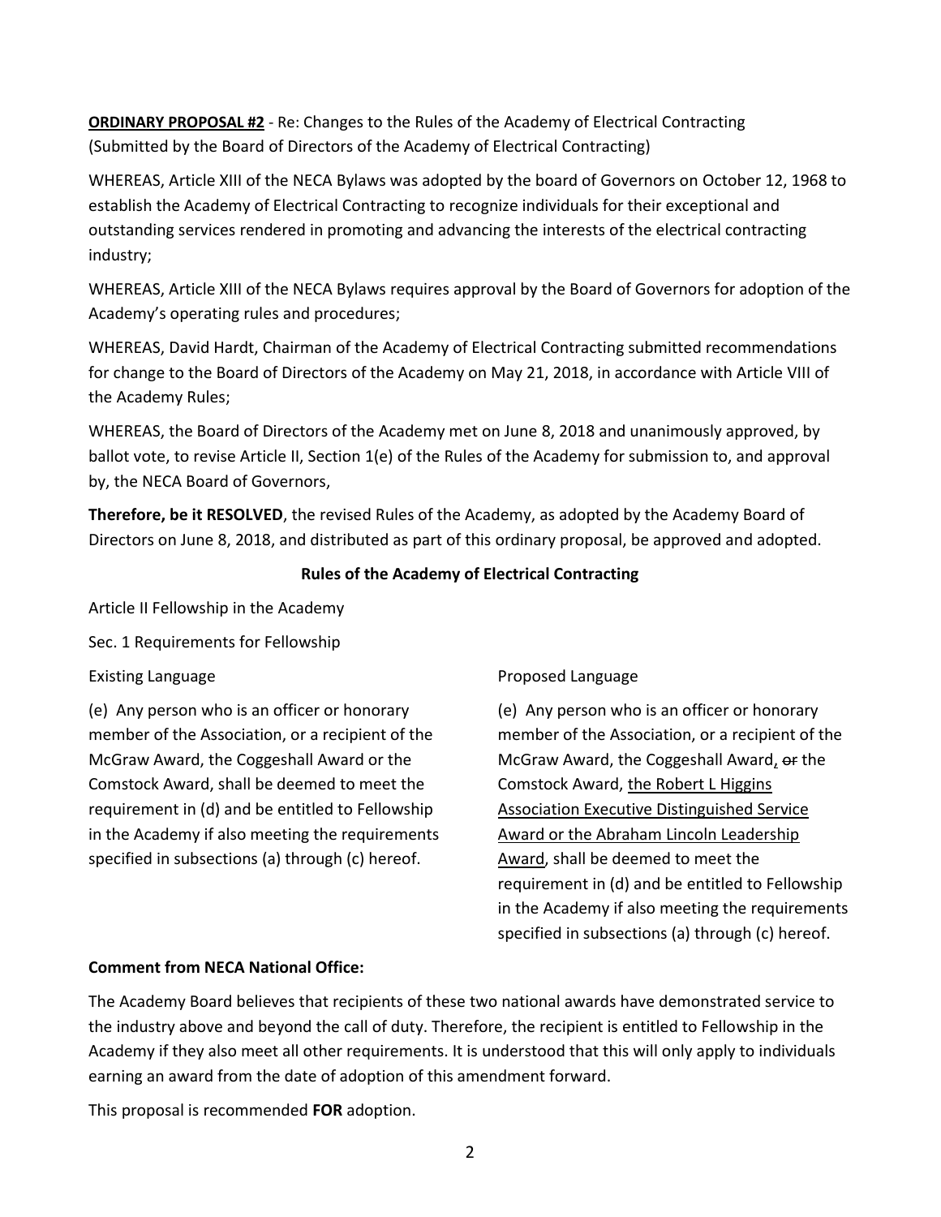**ORDINARY PROPOSAL #2** - Re: Changes to the Rules of the Academy of Electrical Contracting (Submitted by the Board of Directors of the Academy of Electrical Contracting)

WHEREAS, Article XIII of the NECA Bylaws was adopted by the board of Governors on October 12, 1968 to establish the Academy of Electrical Contracting to recognize individuals for their exceptional and outstanding services rendered in promoting and advancing the interests of the electrical contracting industry;

WHEREAS, Article XIII of the NECA Bylaws requires approval by the Board of Governors for adoption of the Academy's operating rules and procedures;

WHEREAS, David Hardt, Chairman of the Academy of Electrical Contracting submitted recommendations for change to the Board of Directors of the Academy on May 21, 2018, in accordance with Article VIII of the Academy Rules;

WHEREAS, the Board of Directors of the Academy met on June 8, 2018 and unanimously approved, by ballot vote, to revise Article II, Section 1(e) of the Rules of the Academy for submission to, and approval by, the NECA Board of Governors,

**Therefore, be it RESOLVED**, the revised Rules of the Academy, as adopted by the Academy Board of Directors on June 8, 2018, and distributed as part of this ordinary proposal, be approved and adopted.

**Rules of the Academy of Electrical Contracting**

Article II Fellowship in the Academy

Sec. 1 Requirements for Fellowship

| Existing Language | Proposed Language |
|---|---|
| (e) Any person who is an officer or honorary member of the Association, or a recipient of the McGraw Award, the Coggeshall Award or the Comstock Award, shall be deemed to meet the requirement in (d) and be entitled to Fellowship in the Academy if also meeting the requirements specified in subsections (a) through (c) hereof. | (e) Any person who is an officer or honorary member of the Association, or a recipient of the McGraw Award, the Coggeshall Award<u>,</u> ~~or~~ the Comstock Award, <u>the Robert L Higgins Association Executive Distinguished Service Award or the Abraham Lincoln Leadership Award</u>, shall be deemed to meet the requirement in (d) and be entitled to Fellowship in the Academy if also meeting the requirements specified in subsections (a) through (c) hereof. |

**Comment from NECA National Office:**

The Academy Board believes that recipients of these two national awards have demonstrated service to the industry above and beyond the call of duty. Therefore, the recipient is entitled to Fellowship in the Academy if they also meet all other requirements. It is understood that this will only apply to individuals earning an award from the date of adoption of this amendment forward.

This proposal is recommended **FOR** adoption.